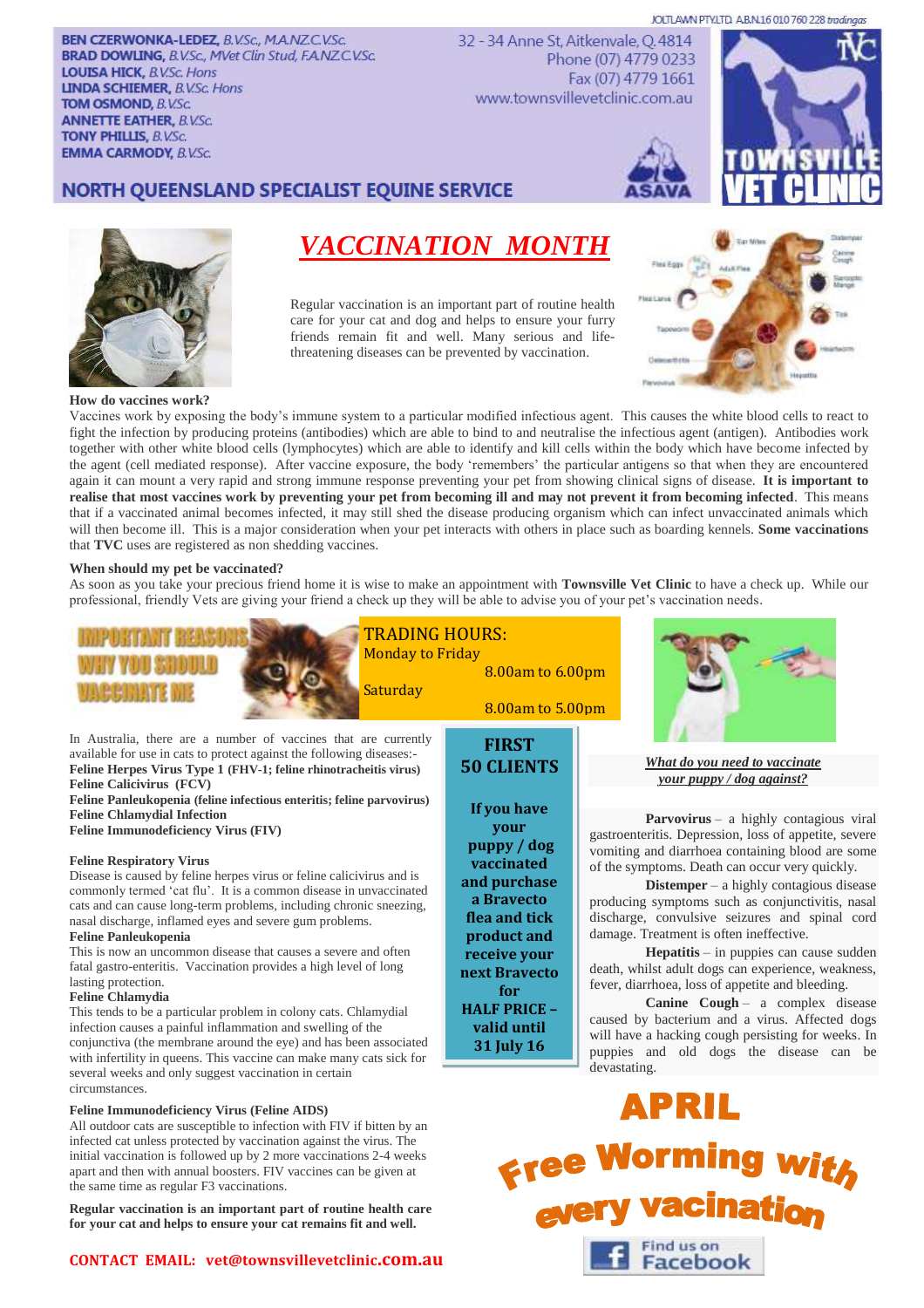JOLTLAWN PTY LTD. ABN 16 010 760 228 *tradingas*

**BEN CZERWONKA-LEDEZ**, *B.VSc., M.A.NZ.C.VSc.*
**BRAD DOWLING**, *B.VSc., MVet Clin Stud, F.A.NZ.C.VSc.*
**LOUISA HICK**, *B.VSc. Hons*
**LINDA SCHIEMER**, *B.VSc. Hons*
**TOM OSMOND**, *B.VSc.*
**ANNETTE EATHER**, *B.VSc.*
**TONY PHILLIS**, *B.VSc.*
**EMMA CARMODY**, *B.VSc.*

32 - 34 Anne St, Aitkenvale, Q. 4814
Phone (07) 4779 0233
Fax (07) 4779 1661
www.townsvillevetclinic.com.au

ASAVA

TOWNSVILLE VET CLINIC

## NORTH QUEENSLAND SPECIALIST EQUINE SERVICE

# *VACCINATION MONTH*

Regular vaccination is an important part of routine health care for your cat and dog and helps to ensure your furry friends remain fit and well. Many serious and life-threatening diseases can be prevented by vaccination.

### How do vaccines work?

Vaccines work by exposing the body's immune system to a particular modified infectious agent. This causes the white blood cells to react to fight the infection by producing proteins (antibodies) which are able to bind to and neutralise the infectious agent (antigen). Antibodies work together with other white blood cells (lymphocytes) which are able to identify and kill cells within the body which have become infected by the agent (cell mediated response). After vaccine exposure, the body 'remembers' the particular antigens so that when they are encountered again it can mount a very rapid and strong immune response preventing your pet from showing clinical signs of disease. **It is important to realise that most vaccines work by preventing your pet from becoming ill and may not prevent it from becoming infected**. This means that if a vaccinated animal becomes infected, it may still shed the disease producing organism which can infect unvaccinated animals which will then become ill. This is a major consideration when your pet interacts with others in place such as boarding kennels. **Some vaccinations** that **TVC** uses are registered as non shedding vaccines.

### When should my pet be vaccinated?

As soon as you take your precious friend home it is wise to make an appointment with **Townsville Vet Clinic** to have a check up. While our professional, friendly Vets are giving your friend a check up they will be able to advise you of your pet's vaccination needs.

## IMPORTANT REASONS WHY YOU SHOULD VACCINATE ME

In Australia, there are a number of vaccines that are currently available for use in cats to protect against the following diseases:-

**Feline Herpes Virus Type 1 (FHV-1; feline rhinotracheitis virus)**
**Feline Calicivirus (FCV)**
**Feline Panleukopenia (feline infectious enteritis; feline parvovirus)**
**Feline Chlamydial Infection**
**Feline Immunodeficiency Virus (FIV)**

**Feline Respiratory Virus**
Disease is caused by feline herpes virus or feline calicivirus and is commonly termed 'cat flu'. It is a common disease in unvaccinated cats and can cause long-term problems, including chronic sneezing, nasal discharge, inflamed eyes and severe gum problems.

**Feline Panleukopenia**
This is now an uncommon disease that causes a severe and often fatal gastro-enteritis. Vaccination provides a high level of long lasting protection.

**Feline Chlamydia**
This tends to be a particular problem in colony cats. Chlamydial infection causes a painful inflammation and swelling of the conjunctiva (the membrane around the eye) and has been associated with infertility in queens. This vaccine can make many cats sick for several weeks and only suggest vaccination in certain circumstances.

**Feline Immunodeficiency Virus (Feline AIDS)**
All outdoor cats are susceptible to infection with FIV if bitten by an infected cat unless protected by vaccination against the virus. The initial vaccination is followed up by 2 more vaccinations 2-4 weeks apart and then with annual boosters. FIV vaccines can be given at the same time as regular F3 vaccinations.

**Regular vaccination is an important part of routine health care for your cat and helps to ensure your cat remains fit and well.**

**CONTACT EMAIL: vet@townsvillevetclinic.com.au**

## TRADING HOURS:

Monday to Friday
8.00am to 6.00pm

Saturday
8.00am to 5.00pm

**FIRST 50 CLIENTS**

**If you have your puppy / dog vaccinated and purchase a Bravecto flea and tick product and receive your next Bravecto for HALF PRICE – valid until 31 July 16**

***What do you need to vaccinate your puppy / dog against?***

**Parvovirus** – a highly contagious viral gastroenteritis. Depression, loss of appetite, severe vomiting and diarrhoea containing blood are some of the symptoms. Death can occur very quickly.

**Distemper** – a highly contagious disease producing symptoms such as conjunctivitis, nasal discharge, convulsive seizures and spinal cord damage. Treatment is often ineffective.

**Hepatitis** – in puppies can cause sudden death, whilst adult dogs can experience, weakness, fever, diarrhoea, loss of appetite and bleeding.

**Canine Cough** – a complex disease caused by bacterium and a virus. Affected dogs will have a hacking cough persisting for weeks. In puppies and old dogs the disease can be devastating.

## APRIL
## Free Worming with every vacination

Find us on Facebook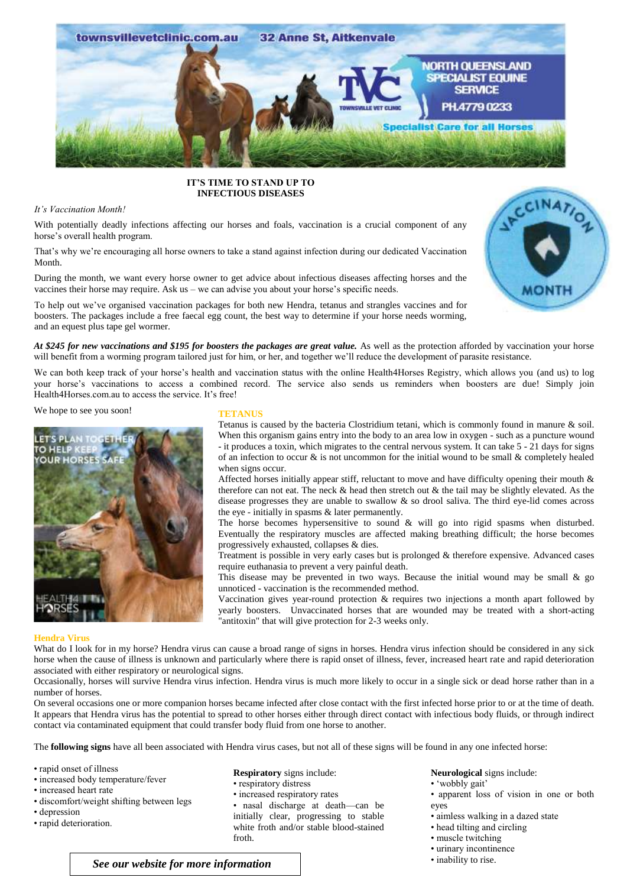townsvillevetclinic.com.au 32 Anne St, Aitkenvale

NORTH QUEENSLAND SPECIALIST EQUINE SERVICE

PH.4779 0233

Specialist Care for all Horses

# IT'S TIME TO STAND UP TO INFECTIOUS DISEASES

*It's Vaccination Month!*

With potentially deadly infections affecting our horses and foals, vaccination is a crucial component of any horse's overall health program.

That's why we're encouraging all horse owners to take a stand against infection during our dedicated Vaccination Month.

During the month, we want every horse owner to get advice about infectious diseases affecting horses and the vaccines their horse may require. Ask us – we can advise you about your horse's specific needs.

To help out we've organised vaccination packages for both new Hendra, tetanus and strangles vaccines and for boosters. The packages include a free faecal egg count, the best way to determine if your horse needs worming, and an equest plus tape gel wormer.

***At $245 for new vaccinations and $195 for boosters the packages are great value.*** As well as the protection afforded by vaccination your horse will benefit from a worming program tailored just for him, or her, and together we'll reduce the development of parasite resistance.

We can both keep track of your horse's health and vaccination status with the online Health4Horses Registry, which allows you (and us) to log your horse's vaccinations to access a combined record. The service also sends us reminders when boosters are due! Simply join Health4Horses.com.au to access the service. It's free!

We hope to see you soon!

## TETANUS

Tetanus is caused by the bacteria Clostridium tetani, which is commonly found in manure & soil. When this organism gains entry into the body to an area low in oxygen - such as a puncture wound - it produces a toxin, which migrates to the central nervous system. It can take 5 - 21 days for signs of an infection to occur & is not uncommon for the initial wound to be small & completely healed when signs occur.

Affected horses initially appear stiff, reluctant to move and have difficulty opening their mouth & therefore can not eat. The neck & head then stretch out & the tail may be slightly elevated. As the disease progresses they are unable to swallow & so drool saliva. The third eye-lid comes across the eye - initially in spasms & later permanently.

The horse becomes hypersensitive to sound & will go into rigid spasms when disturbed. Eventually the respiratory muscles are affected making breathing difficult; the horse becomes progressively exhausted, collapses & dies.

Treatment is possible in very early cases but is prolonged & therefore expensive. Advanced cases require euthanasia to prevent a very painful death.

This disease may be prevented in two ways. Because the initial wound may be small & go unnoticed - vaccination is the recommended method.

Vaccination gives year-round protection & requires two injections a month apart followed by yearly boosters. Unvaccinated horses that are wounded may be treated with a short-acting "antitoxin" that will give protection for 2-3 weeks only.

## Hendra Virus

What do I look for in my horse? Hendra virus can cause a broad range of signs in horses. Hendra virus infection should be considered in any sick horse when the cause of illness is unknown and particularly where there is rapid onset of illness, fever, increased heart rate and rapid deterioration associated with either respiratory or neurological signs.

Occasionally, horses will survive Hendra virus infection. Hendra virus is much more likely to occur in a single sick or dead horse rather than in a number of horses.

On several occasions one or more companion horses became infected after close contact with the first infected horse prior to or at the time of death. It appears that Hendra virus has the potential to spread to other horses either through direct contact with infectious body fluids, or through indirect contact via contaminated equipment that could transfer body fluid from one horse to another.

The **following signs** have all been associated with Hendra virus cases, but not all of these signs will be found in any one infected horse:

- rapid onset of illness
- increased body temperature/fever
- increased heart rate
- discomfort/weight shifting between legs
- depression
- rapid deterioration.

**Respiratory** signs include:

- respiratory distress
- increased respiratory rates
- nasal discharge at death—can be initially clear, progressing to stable white froth and/or stable blood-stained froth.

**Neurological** signs include:

- 'wobbly gait'
- apparent loss of vision in one or both eyes
- aimless walking in a dazed state
- head tilting and circling
- muscle twitching
- urinary incontinence
- inability to rise.

***See our website for more information***